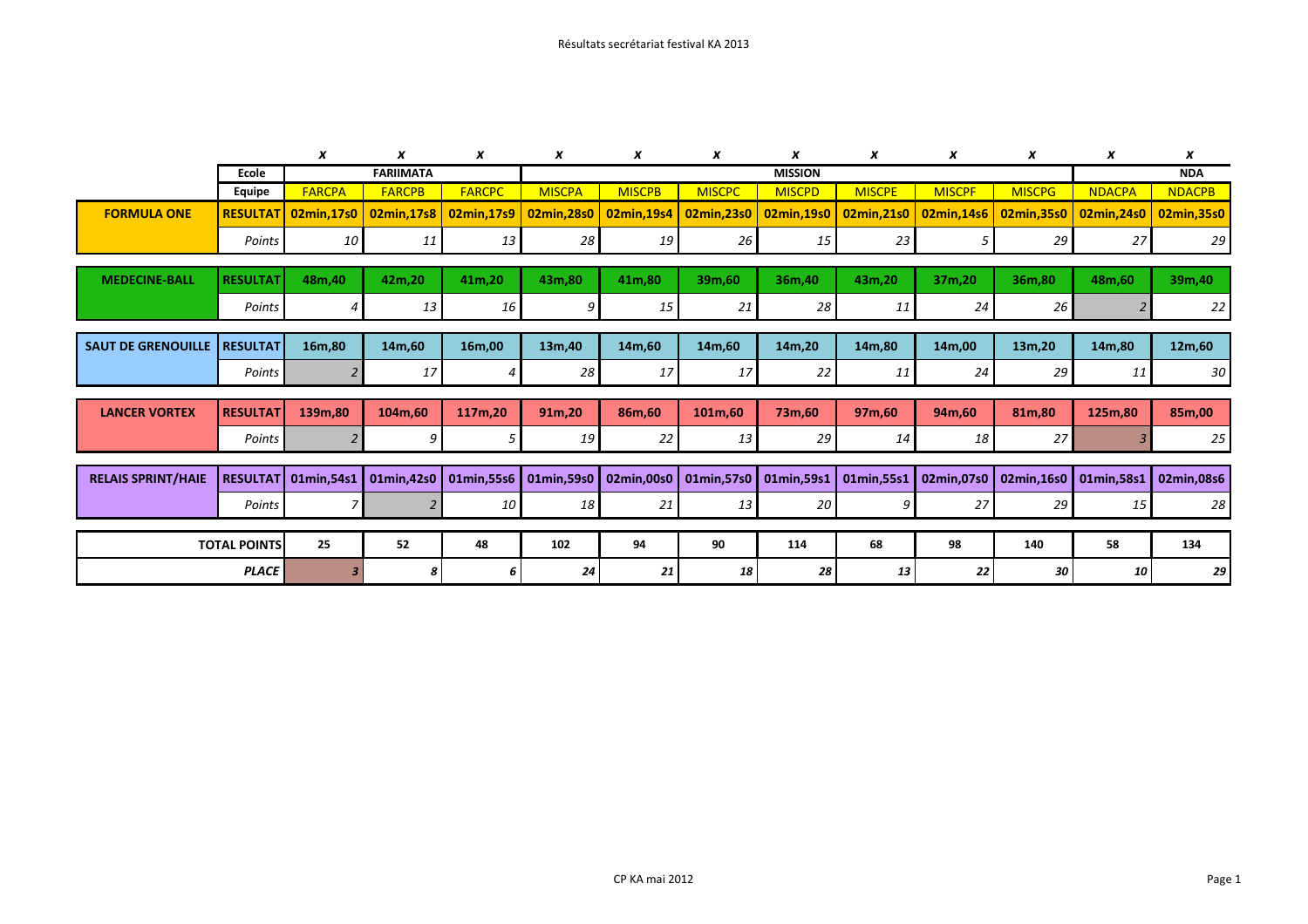Résultats secrétariat festival KA 2013

| | | x | x | x | x | x | x | x | x | x | x | x | x |
|---|---|---|---|---|---|---|---|---|---|---|---|---|---|
| | **Ecole** | **FARIIMATA** | | | **MISSION** | | | | | | | **NDA** | |
| | **Equipe** | FARCPA | FARCPB | FARCPC | MISCPA | MISCPB | MISCPC | MISCPD | MISCPE | MISCPF | MISCPG | NDACPA | NDACPB |
| **FORMULA ONE** | **RESULTAT** | **02min,17s0** | **02min,17s8** | **02min,17s9** | **02min,28s0** | **02min,19s4** | **02min,23s0** | **02min,19s0** | **02min,21s0** | **02min,14s6** | **02min,35s0** | **02min,24s0** | **02min,35s0** |
| | *Points* | *10* | *11* | *13* | *28* | *19* | *26* | *15* | *23* | *5* | *29* | *27* | *29* |
| **MEDECINE-BALL** | **RESULTAT** | **48m,40** | **42m,20** | **41m,20** | **43m,80** | **41m,80** | **39m,60** | **36m,40** | **43m,20** | **37m,20** | **36m,80** | **48m,60** | **39m,40** |
| | *Points* | *4* | *13* | *16* | *9* | *15* | *21* | *28* | *11* | *24* | *26* | *2* | *22* |
| **SAUT DE GRENOUILLE** | **RESULTAT** | **16m,80** | **14m,60** | **16m,00** | **13m,40** | **14m,60** | **14m,60** | **14m,20** | **14m,80** | **14m,00** | **13m,20** | **14m,80** | **12m,60** |
| | *Points* | *2* | *17* | *4* | *28* | *17* | *17* | *22* | *11* | *24* | *29* | *11* | *30* |
| **LANCER VORTEX** | **RESULTAT** | **139m,80** | **104m,60** | **117m,20** | **91m,20** | **86m,60** | **101m,60** | **73m,60** | **97m,60** | **94m,60** | **81m,80** | **125m,80** | **85m,00** |
| | *Points* | *2* | *9* | *5* | *19* | *22* | *13* | *29* | *14* | *18* | *27* | *3* | *25* |
| **RELAIS SPRINT/HAIE** | **RESULTAT** | **01min,54s1** | **01min,42s0** | **01min,55s6** | **01min,59s0** | **02min,00s0** | **01min,57s0** | **01min,59s1** | **01min,55s1** | **02min,07s0** | **02min,16s0** | **01min,58s1** | **02min,08s6** |
| | *Points* | *7* | *2* | *10* | *18* | *21* | *13* | *20* | *9* | *27* | *29* | *15* | *28* |
| **TOTAL POINTS** | | **25** | **52** | **48** | **102** | **94** | **90** | **114** | **68** | **98** | **140** | **58** | **134** |
| ***PLACE*** | | ***3*** | ***8*** | ***6*** | ***24*** | ***21*** | ***18*** | ***28*** | ***13*** | ***22*** | ***30*** | ***10*** | ***29*** |

CP KA mai 2012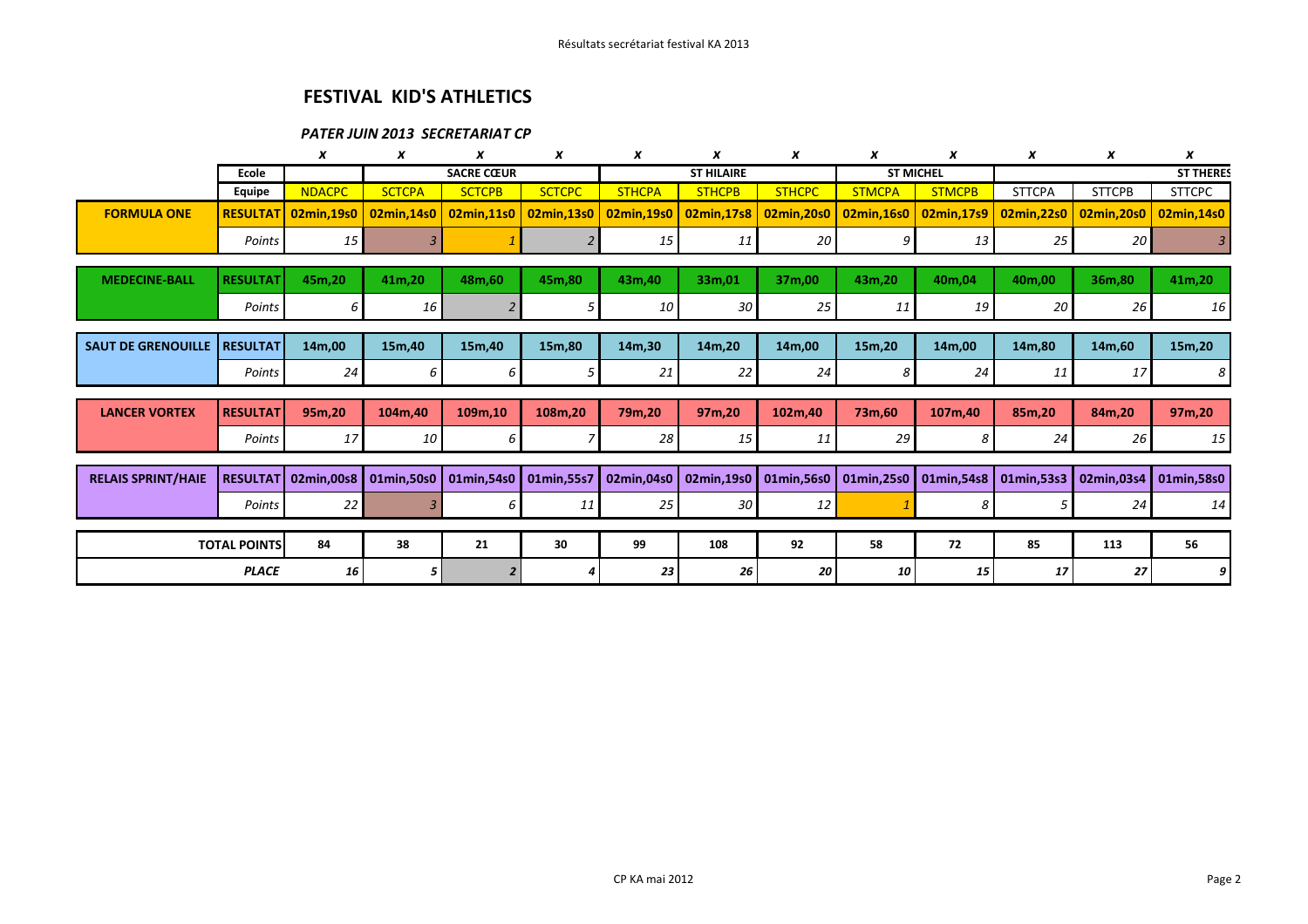# FESTIVAL KID'S ATHLETICS

## *PATER JUIN 2013 SECRETARIAT CP*

| | | *x* | *x* | *x* | *x* | *x* | *x* | *x* | *x* | *x* | *x* | *x* | *x* |
|---|---|---|---|---|---|---|---|---|---|---|---|---|---|
| | **Ecole** | | | **SACRE CŒUR** | | | **ST HILAIRE** | | **ST MICHEL** | | | | **ST THERES** |
| | **Equipe** | NDACPC | SCTCPA | SCTCPB | SCTCPC | STHCPA | STHCPB | STHCPC | STMCPA | STMCPB | STTCPA | STTCPB | STTCPC |
| **FORMULA ONE** | **RESULTAT** | **02min,19s0** | **02min,14s0** | **02min,11s0** | **02min,13s0** | **02min,19s0** | **02min,17s8** | **02min,20s0** | **02min,16s0** | **02min,17s9** | **02min,22s0** | **02min,20s0** | **02min,14s0** |
| | *Points* | *15* | *3* | *1* | *2* | *15* | *11* | *20* | *9* | *13* | *25* | *20* | *3* |
| **MEDECINE-BALL** | **RESULTAT** | **45m,20** | **41m,20** | **48m,60** | **45m,80** | **43m,40** | **33m,01** | **37m,00** | **43m,20** | **40m,04** | **40m,00** | **36m,80** | **41m,20** |
| | *Points* | *6* | *16* | *2* | *5* | *10* | *30* | *25* | *11* | *19* | *20* | *26* | *16* |
| **SAUT DE GRENOUILLE** | **RESULTAT** | **14m,00** | **15m,40** | **15m,40** | **15m,80** | **14m,30** | **14m,20** | **14m,00** | **15m,20** | **14m,00** | **14m,80** | **14m,60** | **15m,20** |
| | *Points* | *24* | *6* | *6* | *5* | *21* | *22* | *24* | *8* | *24* | *11* | *17* | *8* |
| **LANCER VORTEX** | **RESULTAT** | **95m,20** | **104m,40** | **109m,10** | **108m,20** | **79m,20** | **97m,20** | **102m,40** | **73m,60** | **107m,40** | **85m,20** | **84m,20** | **97m,20** |
| | *Points* | *17* | *10* | *6* | *7* | *28* | *15* | *11* | *29* | *8* | *24* | *26* | *15* |
| **RELAIS SPRINT/HAIE** | **RESULTAT** | **02min,00s8** | **01min,50s0** | **01min,54s0** | **01min,55s7** | **02min,04s0** | **02min,19s0** | **01min,56s0** | **01min,25s0** | **01min,54s8** | **01min,53s3** | **02min,03s4** | **01min,58s0** |
| | *Points* | *22* | *3* | *6* | *11* | *25* | *30* | *12* | *1* | *8* | *5* | *24* | *14* |
| **TOTAL POINTS** | | **84** | **38** | **21** | **30** | **99** | **108** | **92** | **58** | **72** | **85** | **113** | **56** |
| ***PLACE*** | | ***16*** | ***5*** | ***2*** | ***4*** | ***23*** | ***26*** | ***20*** | ***10*** | ***15*** | ***17*** | ***27*** | ***9*** |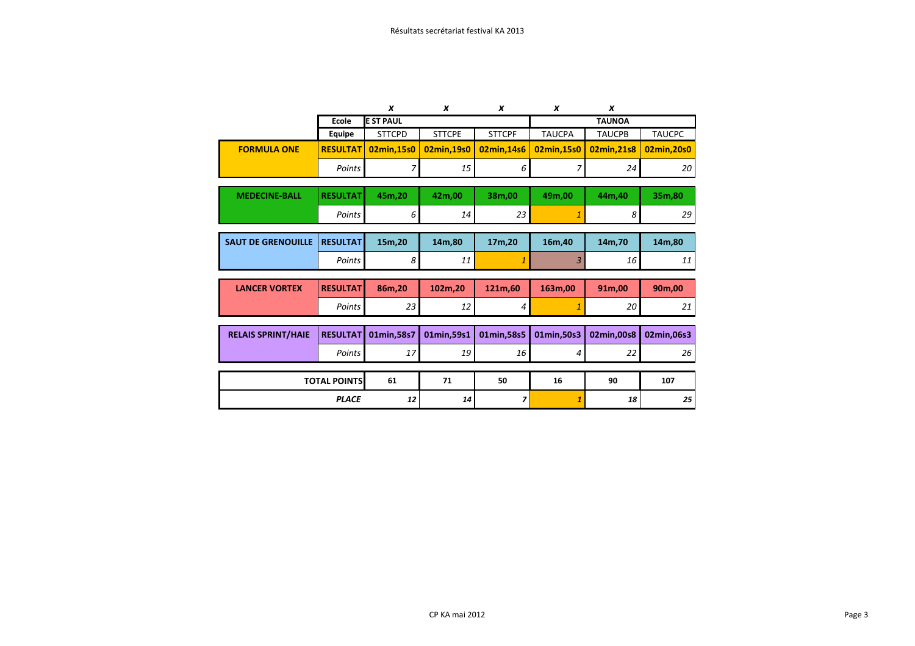Résultats secrétariat festival KA 2013

| | | x | x | x | x | x | |
|---|---|---|---|---|---|---|---|
| | **Ecole** | **E ST PAUL** | | | **TAUNOA** | | |
| | **Equipe** | STTCPD | STTCPE | STTCPF | TAUCPA | TAUCPB | TAUCPC |
| **FORMULA ONE** | **RESULTAT** | **02min,15s0** | **02min,19s0** | **02min,14s6** | **02min,15s0** | **02min,21s8** | **02min,20s0** |
| | *Points* | *7* | *15* | *6* | *7* | *24* | *20* |
| **MEDECINE-BALL** | **RESULTAT** | **45m,20** | **42m,00** | **38m,00** | **49m,00** | **44m,40** | **35m,80** |
| | *Points* | *6* | *14* | *23* | *1* | *8* | *29* |
| **SAUT DE GRENOUILLE** | **RESULTAT** | **15m,20** | **14m,80** | **17m,20** | **16m,40** | **14m,70** | **14m,80** |
| | *Points* | *8* | *11* | *1* | *3* | *16* | *11* |
| **LANCER VORTEX** | **RESULTAT** | **86m,20** | **102m,20** | **121m,60** | **163m,00** | **91m,00** | **90m,00** |
| | *Points* | *23* | *12* | *4* | *1* | *20* | *21* |
| **RELAIS SPRINT/HAIE** | **RESULTAT** | **01min,58s7** | **01min,59s1** | **01min,58s5** | **01min,50s3** | **02min,00s8** | **02min,06s3** |
| | *Points* | *17* | *19* | *16* | *4* | *22* | *26* |
| **TOTAL POINTS** | | **61** | **71** | **50** | **16** | **90** | **107** |
| ***PLACE*** | | ***12*** | ***14*** | ***7*** | ***1*** | ***18*** | ***25*** |

CP KA mai 2012